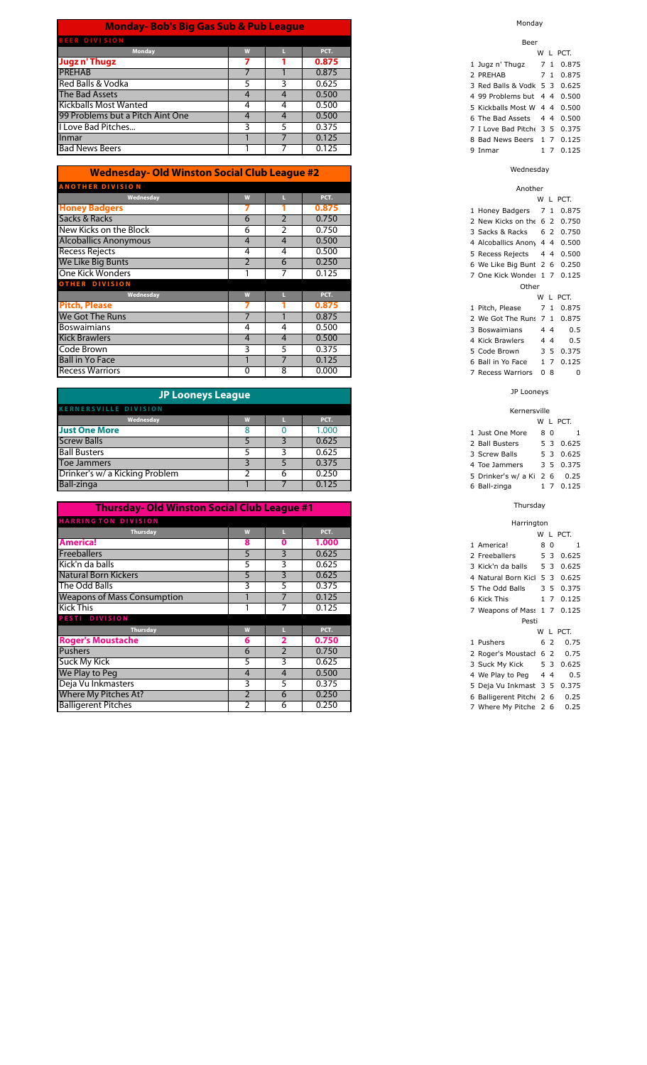## Monday- Bob's Big Gas Sub & Pub League

| BEER DIVISION | | | |
|---|---|---|---|
| **Monday** | **W** | **L** | **PCT.** |
| **Jugz n' Thugz** | **7** | **1** | **0.875** |
| PREHAB | 7 | 1 | 0.875 |
| Red Balls & Vodka | 5 | 3 | 0.625 |
| The Bad Assets | 4 | 4 | 0.500 |
| Kickballs Most Wanted | 4 | 4 | 0.500 |
| 99 Problems but a Pitch Aint One | 4 | 4 | 0.500 |
| I Love Bad Pitches... | 3 | 5 | 0.375 |
| Inmar | 1 | 7 | 0.125 |
| Bad News Beers | 1 | 7 | 0.125 |

## Wednesday- Old Winston Social Club League #2

| ANOTHER DIVISION | | | |
|---|---|---|---|
| **Wednesday** | **W** | **L** | **PCT.** |
| **Honey Badgers** | **7** | **1** | **0.875** |
| Sacks & Racks | 6 | 2 | 0.750 |
| New Kicks on the Block | 6 | 2 | 0.750 |
| Alcoballics Anonymous | 4 | 4 | 0.500 |
| Recess Rejects | 4 | 4 | 0.500 |
| We Like Big Bunts | 2 | 6 | 0.250 |
| One Kick Wonders | 1 | 7 | 0.125 |

| OTHER DIVISION | | | |
|---|---|---|---|
| **Wednesday** | **W** | **L** | **PCT.** |
| **Pitch, Please** | **7** | **1** | **0.875** |
| We Got The Runs | 7 | 1 | 0.875 |
| Boswaimians | 4 | 4 | 0.500 |
| Kick Brawlers | 4 | 4 | 0.500 |
| Code Brown | 3 | 5 | 0.375 |
| Ball in Yo Face | 1 | 7 | 0.125 |
| Recess Warriors | 0 | 8 | 0.000 |

## JP Looneys League

| KERNERSVILLE DIVISION | | | |
|---|---|---|---|
| **Wednesday** | **W** | **L** | **PCT.** |
| **Just One More** | 8 | 0 | 1.000 |
| Screw Balls | 5 | 3 | 0.625 |
| Ball Busters | 5 | 3 | 0.625 |
| Toe Jammers | 3 | 5 | 0.375 |
| Drinker's w/ a Kicking Problem | 2 | 6 | 0.250 |
| Ball-zinga | 1 | 7 | 0.125 |

## Thursday- Old Winston Social Club League #1

| HARRINGTON DIVISION | | | |
|---|---|---|---|
| **Thursday** | **W** | **L** | **PCT.** |
| **America!** | **8** | **0** | **1.000** |
| Freeballers | 5 | 3 | 0.625 |
| Kick'n da balls | 5 | 3 | 0.625 |
| Natural Born Kickers | 5 | 3 | 0.625 |
| The Odd Balls | 3 | 5 | 0.375 |
| Weapons of Mass Consumption | 1 | 7 | 0.125 |
| Kick This | 1 | 7 | 0.125 |

| PESTI DIVISION | | | |
|---|---|---|---|
| **Thursday** | **W** | **L** | **PCT.** |
| **Roger's Moustache** | **6** | **2** | **0.750** |
| Pushers | 6 | 2 | 0.750 |
| Suck My Kick | 5 | 3 | 0.625 |
| We Play to Peg | 4 | 4 | 0.500 |
| Deja Vu Inkmasters | 3 | 5 | 0.375 |
| Where My Pitches At? | 2 | 6 | 0.250 |
| Balligerent Pitches | 2 | 6 | 0.250 |

Monday

Beer

| | | W | L | PCT. |
|---|---|---|---|---|
| 1 | Jugz n' Thugz | 7 | 1 | 0.875 |
| 2 | PREHAB | 7 | 1 | 0.875 |
| 3 | Red Balls & Vodk | 5 | 3 | 0.625 |
| 4 | 99 Problems but | 4 | 4 | 0.500 |
| 5 | Kickballs Most W | 4 | 4 | 0.500 |
| 6 | The Bad Assets | 4 | 4 | 0.500 |
| 7 | I Love Bad Pitche | 3 | 5 | 0.375 |
| 8 | Bad News Beers | 1 | 7 | 0.125 |
| 9 | Inmar | 1 | 7 | 0.125 |

Wednesday

Another

| | | W | L | PCT. |
|---|---|---|---|---|
| 1 | Honey Badgers | 7 | 1 | 0.875 |
| 2 | New Kicks on the | 6 | 2 | 0.750 |
| 3 | Sacks & Racks | 6 | 2 | 0.750 |
| 4 | Alcoballics Anony | 4 | 4 | 0.500 |
| 5 | Recess Rejects | 4 | 4 | 0.500 |
| 6 | We Like Big Bunt | 2 | 6 | 0.250 |
| 7 | One Kick Wonder | 1 | 7 | 0.125 |

Other

| | | W | L | PCT. |
|---|---|---|---|---|
| 1 | Pitch, Please | 7 | 1 | 0.875 |
| 2 | We Got The Runs | 7 | 1 | 0.875 |
| 3 | Boswaimians | 4 | 4 | 0.5 |
| 4 | Kick Brawlers | 4 | 4 | 0.5 |
| 5 | Code Brown | 3 | 5 | 0.375 |
| 6 | Ball in Yo Face | 1 | 7 | 0.125 |
| 7 | Recess Warriors | 0 | 8 | 0 |

JP Looneys

Kernersville

| | | W | L | PCT. |
|---|---|---|---|---|
| 1 | Just One More | 8 | 0 | 1 |
| 2 | Ball Busters | 5 | 3 | 0.625 |
| 3 | Screw Balls | 5 | 3 | 0.625 |
| 4 | Toe Jammers | 3 | 5 | 0.375 |
| 5 | Drinker's w/ a Ki | 2 | 6 | 0.25 |
| 6 | Ball-zinga | 1 | 7 | 0.125 |

Thursday

Harrington

| | | W | L | PCT. |
|---|---|---|---|---|
| 1 | America! | 8 | 0 | 1 |
| 2 | Freeballers | 5 | 3 | 0.625 |
| 3 | Kick'n da balls | 5 | 3 | 0.625 |
| 4 | Natural Born Kicl | 5 | 3 | 0.625 |
| 5 | The Odd Balls | 3 | 5 | 0.375 |
| 6 | Kick This | 1 | 7 | 0.125 |
| 7 | Weapons of Mass | 1 | 7 | 0.125 |

Pesti

| | | W | L | PCT. |
|---|---|---|---|---|
| 1 | Pushers | 6 | 2 | 0.75 |
| 2 | Roger's Moustacl | 6 | 2 | 0.75 |
| 3 | Suck My Kick | 5 | 3 | 0.625 |
| 4 | We Play to Peg | 4 | 4 | 0.5 |
| 5 | Deja Vu Inkmast | 3 | 5 | 0.375 |
| 6 | Balligerent Pitche | 2 | 6 | 0.25 |
| 7 | Where My Pitche | 2 | 6 | 0.25 |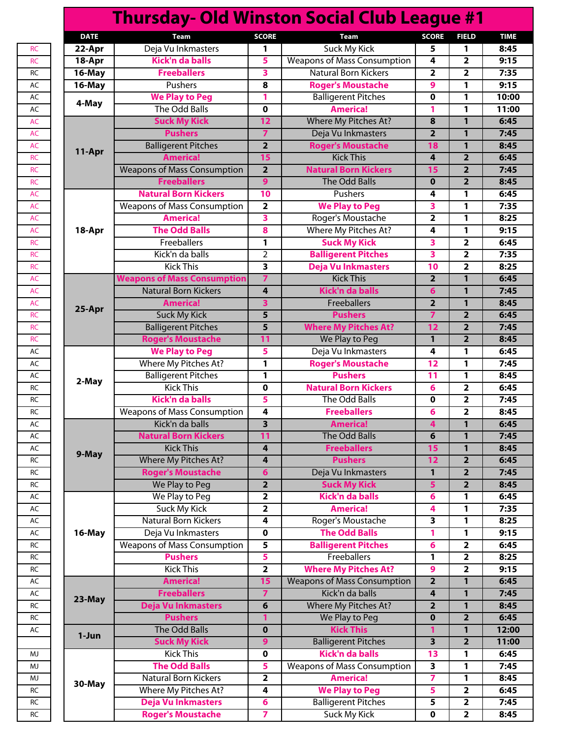# Thursday- Old Winston Social Club League #1

| | DATE | Team | SCORE | Team | SCORE | FIELD | TIME |
|---|---|---|---|---|---|---|---|
| RC | 22-Apr | Deja Vu Inkmasters | 1 | Suck My Kick | 5 | 1 | 8:45 |
| RC | 18-Apr | Kick'n da balls | 5 | Weapons of Mass Consumption | 4 | 2 | 9:15 |
| RC | 16-May | Freeballers | 3 | Natural Born Kickers | 2 | 2 | 7:35 |
| AC | 16-May | Pushers | 8 | Roger's Moustache | 9 | 1 | 9:15 |
| AC | 4-May | We Play to Peg | 1 | Balligerent Pitches | 0 | 1 | 10:00 |
| AC | | The Odd Balls | 0 | America! | 1 | 1 | 11:00 |
| AC | 11-Apr | Suck My Kick | 12 | Where My Pitches At? | 8 | 1 | 6:45 |
| AC | | Pushers | 7 | Deja Vu Inkmasters | 2 | 1 | 7:45 |
| AC | | Balligerent Pitches | 2 | Roger's Moustache | 18 | 1 | 8:45 |
| RC | | America! | 15 | Kick This | 4 | 2 | 6:45 |
| RC | | Weapons of Mass Consumption | 2 | Natural Born Kickers | 15 | 2 | 7:45 |
| RC | | Freeballers | 9 | The Odd Balls | 0 | 2 | 8:45 |
| AC | 18-Apr | Natural Born Kickers | 10 | Pushers | 4 | 1 | 6:45 |
| AC | | Weapons of Mass Consumption | 2 | We Play to Peg | 3 | 1 | 7:35 |
| AC | | America! | 3 | Roger's Moustache | 2 | 1 | 8:25 |
| AC | | The Odd Balls | 8 | Where My Pitches At? | 4 | 1 | 9:15 |
| RC | | Freeballers | 1 | Suck My Kick | 3 | 2 | 6:45 |
| RC | | Kick'n da balls | 2 | Balligerent Pitches | 3 | 2 | 7:35 |
| RC | | Kick This | 3 | Deja Vu Inkmasters | 10 | 2 | 8:25 |
| AC | 25-Apr | Weapons of Mass Consumption | 7 | Kick This | 2 | 1 | 6:45 |
| AC | | Natural Born Kickers | 4 | Kick'n da balls | 6 | 1 | 7:45 |
| AC | | America! | 3 | Freeballers | 2 | 1 | 8:45 |
| RC | | Suck My Kick | 5 | Pushers | 7 | 2 | 6:45 |
| RC | | Balligerent Pitches | 5 | Where My Pitches At? | 12 | 2 | 7:45 |
| RC | | Roger's Moustache | 11 | We Play to Peg | 1 | 2 | 8:45 |
| AC | 2-May | We Play to Peg | 5 | Deja Vu Inkmasters | 4 | 1 | 6:45 |
| AC | | Where My Pitches At? | 1 | Roger's Moustache | 12 | 1 | 7:45 |
| AC | | Balligerent Pitches | 1 | Pushers | 11 | 1 | 8:45 |
| RC | | Kick This | 0 | Natural Born Kickers | 6 | 2 | 6:45 |
| RC | | Kick'n da balls | 5 | The Odd Balls | 0 | 2 | 7:45 |
| RC | | Weapons of Mass Consumption | 4 | Freeballers | 6 | 2 | 8:45 |
| AC | 9-May | Kick'n da balls | 3 | America! | 4 | 1 | 6:45 |
| AC | | Natural Born Kickers | 11 | The Odd Balls | 6 | 1 | 7:45 |
| AC | | Kick This | 4 | Freeballers | 15 | 1 | 8:45 |
| RC | | Where My Pitches At? | 4 | Pushers | 12 | 2 | 6:45 |
| RC | | Roger's Moustache | 6 | Deja Vu Inkmasters | 1 | 2 | 7:45 |
| RC | | We Play to Peg | 2 | Suck My Kick | 5 | 2 | 8:45 |
| AC | 16-May | We Play to Peg | 2 | Kick'n da balls | 6 | 1 | 6:45 |
| AC | | Suck My Kick | 2 | America! | 4 | 1 | 7:35 |
| AC | | Natural Born Kickers | 4 | Roger's Moustache | 3 | 1 | 8:25 |
| AC | | Deja Vu Inkmasters | 0 | The Odd Balls | 1 | 1 | 9:15 |
| RC | | Weapons of Mass Consumption | 5 | Balligerent Pitches | 6 | 2 | 6:45 |
| RC | | Pushers | 5 | Freeballers | 1 | 2 | 8:25 |
| RC | | Kick This | 2 | Where My Pitches At? | 9 | 2 | 9:15 |
| AC | 23-May | America! | 15 | Weapons of Mass Consumption | 2 | 1 | 6:45 |
| AC | | Freeballers | 7 | Kick'n da balls | 4 | 1 | 7:45 |
| RC | | Deja Vu Inkmasters | 6 | Where My Pitches At? | 2 | 1 | 8:45 |
| RC | | Pushers | 1 | We Play to Peg | 0 | 2 | 6:45 |
| AC | 1-Jun | The Odd Balls | 0 | Kick This | 1 | 1 | 12:00 |
| | | Suck My Kick | 9 | Balligerent Pitches | 3 | 2 | 11:00 |
| MJ | 30-May | Kick This | 0 | Kick'n da balls | 13 | 1 | 6:45 |
| MJ | | The Odd Balls | 5 | Weapons of Mass Consumption | 3 | 1 | 7:45 |
| MJ | | Natural Born Kickers | 2 | America! | 7 | 1 | 8:45 |
| RC | | Where My Pitches At? | 4 | We Play to Peg | 5 | 2 | 6:45 |
| RC | | Deja Vu Inkmasters | 6 | Balligerent Pitches | 5 | 2 | 7:45 |
| RC | | Roger's Moustache | 7 | Suck My Kick | 0 | 2 | 8:45 |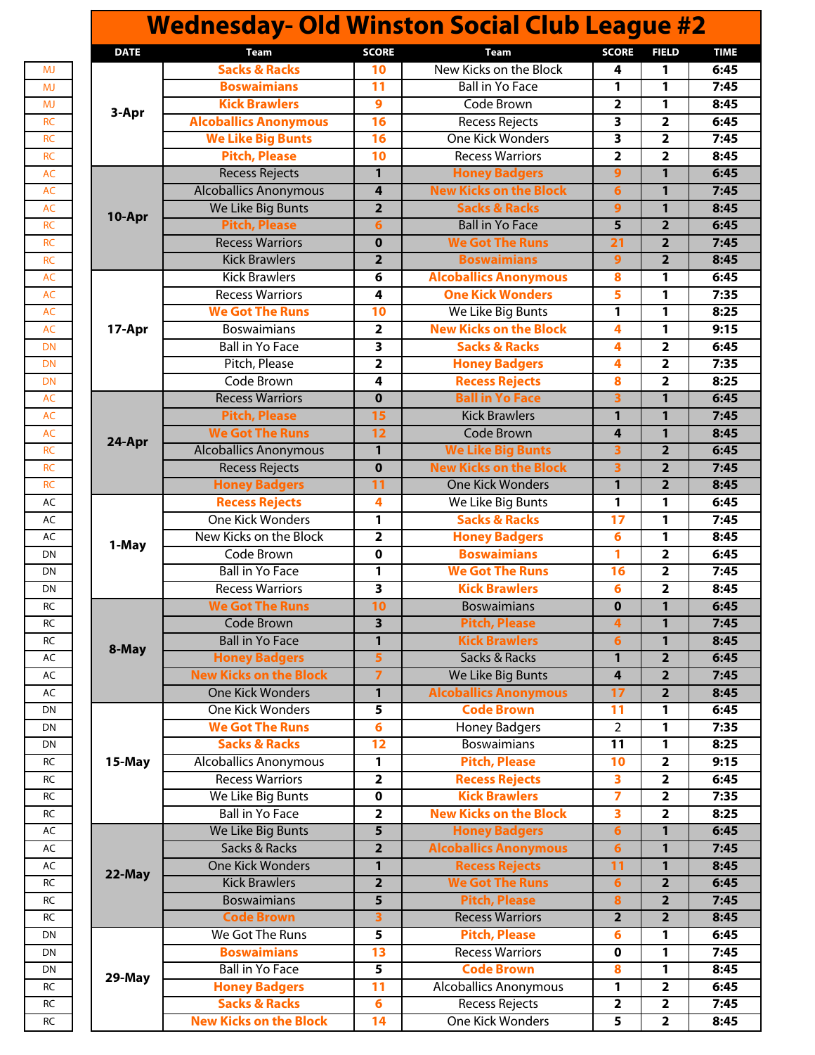# Wednesday- Old Winston Social Club League #2

| | DATE | Team | SCORE | Team | SCORE | FIELD | TIME |
|---|---|---|---|---|---|---|---|
| MJ | 3-Apr | **Sacks & Racks** | **10** | New Kicks on the Block | 4 | 1 | 6:45 |
| MJ | | **Boswaimians** | **11** | Ball in Yo Face | 1 | 1 | 7:45 |
| MJ | | **Kick Brawlers** | **9** | Code Brown | 2 | 1 | 8:45 |
| RC | | **Alcoballics Anonymous** | **16** | Recess Rejects | 3 | 2 | 6:45 |
| RC | | **We Like Big Bunts** | **16** | One Kick Wonders | 3 | 2 | 7:45 |
| RC | | **Pitch, Please** | **10** | Recess Warriors | 2 | 2 | 8:45 |
| AC | 10-Apr | Recess Rejects | 1 | **Honey Badgers** | **9** | 1 | 6:45 |
| AC | | Alcoballics Anonymous | 4 | **New Kicks on the Block** | **6** | 1 | 7:45 |
| AC | | We Like Big Bunts | 2 | **Sacks & Racks** | **9** | 1 | 8:45 |
| RC | | **Pitch, Please** | **6** | Ball in Yo Face | 5 | 2 | 6:45 |
| RC | | Recess Warriors | 0 | **We Got The Runs** | **21** | 2 | 7:45 |
| RC | | Kick Brawlers | 2 | **Boswaimians** | **9** | 2 | 8:45 |
| AC | 17-Apr | Kick Brawlers | 6 | **Alcoballics Anonymous** | **8** | 1 | 6:45 |
| AC | | Recess Warriors | 4 | **One Kick Wonders** | **5** | 1 | 7:35 |
| AC | | **We Got The Runs** | **10** | We Like Big Bunts | 1 | 1 | 8:25 |
| AC | | Boswaimians | 2 | **New Kicks on the Block** | **4** | 1 | 9:15 |
| DN | | Ball in Yo Face | 3 | **Sacks & Racks** | **4** | 2 | 6:45 |
| DN | | Pitch, Please | 2 | **Honey Badgers** | **4** | 2 | 7:35 |
| DN | | Code Brown | 4 | **Recess Rejects** | **8** | 2 | 8:25 |
| AC | 24-Apr | Recess Warriors | 0 | **Ball in Yo Face** | **3** | 1 | 6:45 |
| AC | | **Pitch, Please** | **15** | Kick Brawlers | 1 | 1 | 7:45 |
| AC | | **We Got The Runs** | **12** | Code Brown | 4 | 1 | 8:45 |
| RC | | Alcoballics Anonymous | 1 | **We Like Big Bunts** | **3** | 2 | 6:45 |
| RC | | Recess Rejects | 0 | **New Kicks on the Block** | **3** | 2 | 7:45 |
| RC | | **Honey Badgers** | **11** | One Kick Wonders | 1 | 2 | 8:45 |
| AC | 1-May | **Recess Rejects** | **4** | We Like Big Bunts | 1 | 1 | 6:45 |
| AC | | One Kick Wonders | 1 | **Sacks & Racks** | **17** | 1 | 7:45 |
| AC | | New Kicks on the Block | 2 | **Honey Badgers** | **6** | 1 | 8:45 |
| DN | | Code Brown | 0 | **Boswaimians** | **1** | 2 | 6:45 |
| DN | | Ball in Yo Face | 1 | **We Got The Runs** | **16** | 2 | 7:45 |
| DN | | Recess Warriors | 3 | **Kick Brawlers** | **6** | 2 | 8:45 |
| RC | 8-May | **We Got The Runs** | **10** | Boswaimians | 0 | 1 | 6:45 |
| RC | | Code Brown | 3 | **Pitch, Please** | **4** | 1 | 7:45 |
| RC | | Ball in Yo Face | 1 | **Kick Brawlers** | **6** | 1 | 8:45 |
| AC | | **Honey Badgers** | **5** | Sacks & Racks | 1 | 2 | 6:45 |
| AC | | **New Kicks on the Block** | **7** | We Like Big Bunts | 4 | 2 | 7:45 |
| AC | | One Kick Wonders | 1 | **Alcoballics Anonymous** | **17** | 2 | 8:45 |
| DN | 15-May | One Kick Wonders | 5 | **Code Brown** | **11** | 1 | 6:45 |
| DN | | **We Got The Runs** | **6** | Honey Badgers | 2 | 1 | 7:35 |
| DN | | **Sacks & Racks** | **12** | Boswaimians | 11 | 1 | 8:25 |
| RC | | Alcoballics Anonymous | 1 | **Pitch, Please** | **10** | 2 | 9:15 |
| RC | | Recess Warriors | 2 | **Recess Rejects** | **3** | 2 | 6:45 |
| RC | | We Like Big Bunts | 0 | **Kick Brawlers** | **7** | 2 | 7:35 |
| RC | | Ball in Yo Face | 2 | **New Kicks on the Block** | **3** | 2 | 8:25 |
| AC | 22-May | We Like Big Bunts | 5 | **Honey Badgers** | **6** | 1 | 6:45 |
| AC | | Sacks & Racks | 2 | **Alcoballics Anonymous** | **6** | 1 | 7:45 |
| AC | | One Kick Wonders | 1 | **Recess Rejects** | **11** | 1 | 8:45 |
| RC | | Kick Brawlers | 2 | **We Got The Runs** | **6** | 2 | 6:45 |
| RC | | Boswaimians | 5 | **Pitch, Please** | **8** | 2 | 7:45 |
| RC | | **Code Brown** | **3** | Recess Warriors | 2 | 2 | 8:45 |
| DN | 29-May | We Got The Runs | 5 | **Pitch, Please** | **6** | 1 | 6:45 |
| DN | | **Boswaimians** | **13** | Recess Warriors | 0 | 1 | 7:45 |
| DN | | Ball in Yo Face | 5 | **Code Brown** | **8** | 1 | 8:45 |
| RC | | **Honey Badgers** | **11** | Alcoballics Anonymous | 1 | 2 | 6:45 |
| RC | | **Sacks & Racks** | **6** | Recess Rejects | 2 | 2 | 7:45 |
| RC | | **New Kicks on the Block** | **14** | One Kick Wonders | 5 | 2 | 8:45 |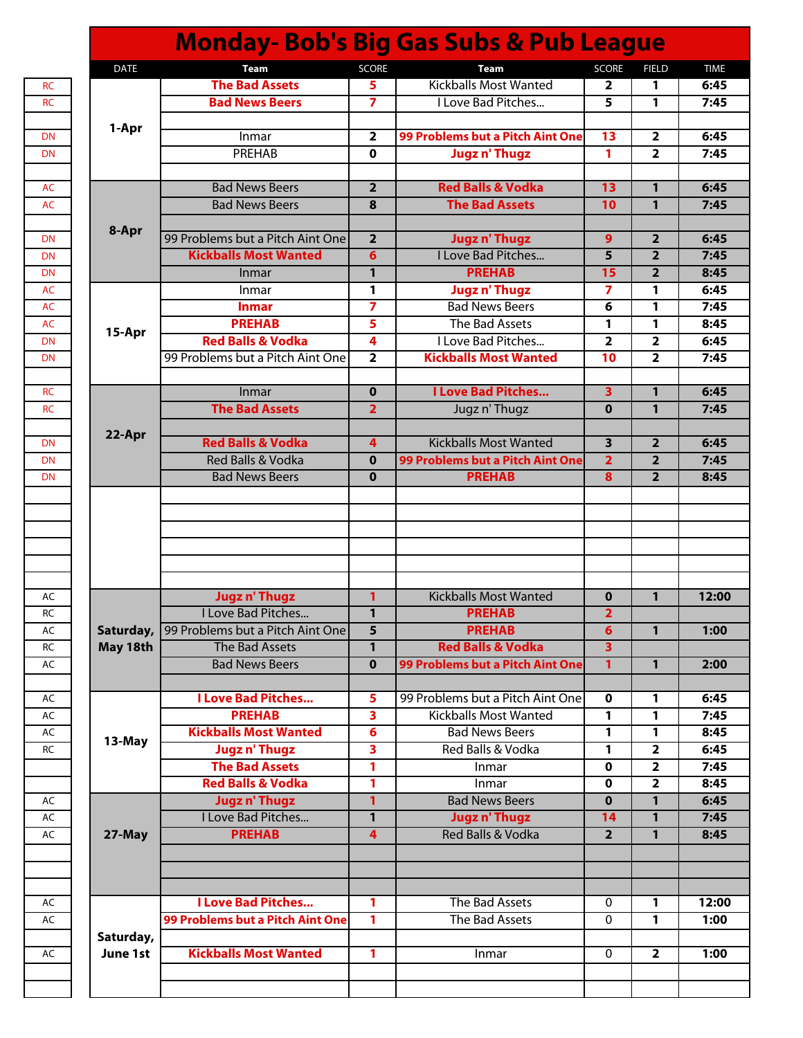# Monday- Bob's Big Gas Subs & Pub League

| | DATE | Team | SCORE | Team | SCORE | FIELD | TIME |
|---|---|---|---|---|---|---|---|
| RC | 1-Apr | **The Bad Assets** | **5** | Kickballs Most Wanted | 2 | 1 | 6:45 |
| RC | | **Bad News Beers** | **7** | I Love Bad Pitches... | 5 | 1 | 7:45 |
| | | | | | | | |
| DN | | Inmar | 2 | **99 Problems but a Pitch Aint One** | **13** | 2 | 6:45 |
| DN | | PREHAB | 0 | **Jugz n' Thugz** | **1** | 2 | 7:45 |
| | | | | | | | |
| AC | 8-Apr | Bad News Beers | 2 | **Red Balls & Vodka** | **13** | 1 | 6:45 |
| AC | | Bad News Beers | 8 | **The Bad Assets** | **10** | 1 | 7:45 |
| | | | | | | | |
| DN | | 99 Problems but a Pitch Aint One | 2 | **Jugz n' Thugz** | **9** | 2 | 6:45 |
| DN | | **Kickballs Most Wanted** | **6** | I Love Bad Pitches... | 5 | 2 | 7:45 |
| DN | | Inmar | 1 | **PREHAB** | **15** | 2 | 8:45 |
| AC | 15-Apr | Inmar | 1 | **Jugz n' Thugz** | **7** | 1 | 6:45 |
| AC | | **Inmar** | **7** | Bad News Beers | 6 | 1 | 7:45 |
| AC | | **PREHAB** | **5** | The Bad Assets | 1 | 1 | 8:45 |
| DN | | **Red Balls & Vodka** | **4** | I Love Bad Pitches... | 2 | 2 | 6:45 |
| DN | | 99 Problems but a Pitch Aint One | 2 | **Kickballs Most Wanted** | **10** | 2 | 7:45 |
| | | | | | | | |
| RC | 22-Apr | Inmar | 0 | **I Love Bad Pitches...** | **3** | 1 | 6:45 |
| RC | | **The Bad Assets** | **2** | Jugz n' Thugz | 0 | 1 | 7:45 |
| | | | | | | | |
| DN | | **Red Balls & Vodka** | **4** | Kickballs Most Wanted | 3 | 2 | 6:45 |
| DN | | Red Balls & Vodka | 0 | **99 Problems but a Pitch Aint One** | **2** | 2 | 7:45 |
| DN | | Bad News Beers | 0 | **PREHAB** | **8** | 2 | 8:45 |
| | | | | | | | |
| | | | | | | | |
| | | | | | | | |
| | | | | | | | |
| | | | | | | | |
| | | | | | | | |
| AC | Saturday, May 18th | **Jugz n' Thugz** | **1** | Kickballs Most Wanted | 0 | 1 | 12:00 |
| RC | | I Love Bad Pitches... | 1 | **PREHAB** | **2** | | |
| AC | | 99 Problems but a Pitch Aint One | 5 | **PREHAB** | **6** | 1 | 1:00 |
| RC | | The Bad Assets | 1 | **Red Balls & Vodka** | **3** | | |
| AC | | Bad News Beers | 0 | **99 Problems but a Pitch Aint One** | **1** | 1 | 2:00 |
| | | | | | | | |
| AC | 13-May | **I Love Bad Pitches...** | **5** | 99 Problems but a Pitch Aint One | 0 | 1 | 6:45 |
| AC | | **PREHAB** | **3** | Kickballs Most Wanted | 1 | 1 | 7:45 |
| AC | | **Kickballs Most Wanted** | **6** | Bad News Beers | 1 | 1 | 8:45 |
| RC | | **Jugz n' Thugz** | **3** | Red Balls & Vodka | 1 | 2 | 6:45 |
| | | **The Bad Assets** | **1** | Inmar | 0 | 2 | 7:45 |
| | | **Red Balls & Vodka** | **1** | Inmar | 0 | 2 | 8:45 |
| AC | 27-May | **Jugz n' Thugz** | **1** | Bad News Beers | 0 | 1 | 6:45 |
| AC | | I Love Bad Pitches... | 1 | **Jugz n' Thugz** | **14** | 1 | 7:45 |
| AC | | **PREHAB** | **4** | Red Balls & Vodka | 2 | 1 | 8:45 |
| | | | | | | | |
| | | | | | | | |
| | | | | | | | |
| AC | Saturday, June 1st | **I Love Bad Pitches...** | **1** | The Bad Assets | 0 | 1 | 12:00 |
| AC | | **99 Problems but a Pitch Aint One** | **1** | The Bad Assets | 0 | 1 | 1:00 |
| | | | | | | | |
| AC | | **Kickballs Most Wanted** | **1** | Inmar | 0 | 2 | 1:00 |
| | | | | | | | |
| | | | | | | | |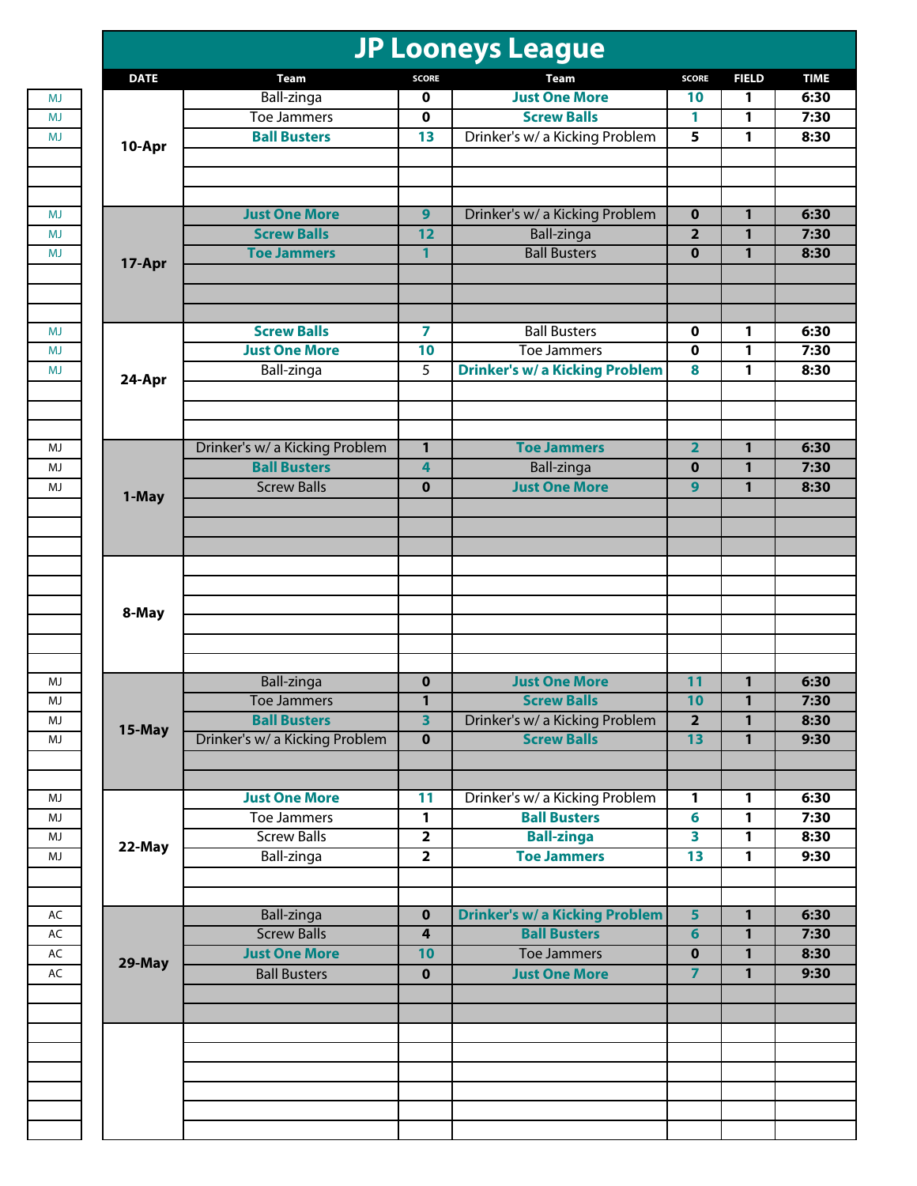# JP Looneys League

| | DATE | Team | SCORE | Team | SCORE | FIELD | TIME |
|---|---|---|---|---|---|---|---|
| MJ | 10-Apr | Ball-zinga | 0 | **Just One More** | 10 | 1 | 6:30 |
| MJ | | Toe Jammers | 0 | **Screw Balls** | 1 | 1 | 7:30 |
| MJ | | **Ball Busters** | 13 | Drinker's w/ a Kicking Problem | 5 | 1 | 8:30 |
| | | | | | | | |
| | | | | | | | |
| | | | | | | | |
| MJ | 17-Apr | **Just One More** | 9 | Drinker's w/ a Kicking Problem | 0 | 1 | 6:30 |
| MJ | | **Screw Balls** | 12 | Ball-zinga | 2 | 1 | 7:30 |
| MJ | | **Toe Jammers** | 1 | Ball Busters | 0 | 1 | 8:30 |
| | | | | | | | |
| | | | | | | | |
| | | | | | | | |
| MJ | 24-Apr | **Screw Balls** | 7 | Ball Busters | 0 | 1 | 6:30 |
| MJ | | **Just One More** | 10 | Toe Jammers | 0 | 1 | 7:30 |
| MJ | | Ball-zinga | 5 | **Drinker's w/ a Kicking Problem** | 8 | 1 | 8:30 |
| | | | | | | | |
| | | | | | | | |
| | | | | | | | |
| MJ | 1-May | Drinker's w/ a Kicking Problem | 1 | **Toe Jammers** | 2 | 1 | 6:30 |
| MJ | | **Ball Busters** | 4 | Ball-zinga | 0 | 1 | 7:30 |
| MJ | | Screw Balls | 0 | **Just One More** | 9 | 1 | 8:30 |
| | | | | | | | |
| | | | | | | | |
| | | | | | | | |
| | 8-May | | | | | | |
| | | | | | | | |
| | | | | | | | |
| | | | | | | | |
| | | | | | | | |
| | | | | | | | |
| MJ | 15-May | Ball-zinga | 0 | **Just One More** | 11 | 1 | 6:30 |
| MJ | | Toe Jammers | 1 | **Screw Balls** | 10 | 1 | 7:30 |
| MJ | | **Ball Busters** | 3 | Drinker's w/ a Kicking Problem | 2 | 1 | 8:30 |
| MJ | | Drinker's w/ a Kicking Problem | 0 | **Screw Balls** | 13 | 1 | 9:30 |
| | | | | | | | |
| | | | | | | | |
| MJ | 22-May | **Just One More** | 11 | Drinker's w/ a Kicking Problem | 1 | 1 | 6:30 |
| MJ | | Toe Jammers | 1 | **Ball Busters** | 6 | 1 | 7:30 |
| MJ | | Screw Balls | 2 | **Ball-zinga** | 3 | 1 | 8:30 |
| MJ | | Ball-zinga | 2 | **Toe Jammers** | 13 | 1 | 9:30 |
| | | | | | | | |
| | | | | | | | |
| AC | 29-May | Ball-zinga | 0 | **Drinker's w/ a Kicking Problem** | 5 | 1 | 6:30 |
| AC | | Screw Balls | 4 | **Ball Busters** | 6 | 1 | 7:30 |
| AC | | **Just One More** | 10 | Toe Jammers | 0 | 1 | 8:30 |
| AC | | Ball Busters | 0 | **Just One More** | 7 | 1 | 9:30 |
| | | | | | | | |
| | | | | | | | |
| | | | | | | | |
| | | | | | | | |
| | | | | | | | |
| | | | | | | | |
| | | | | | | | |
| | | | | | | | |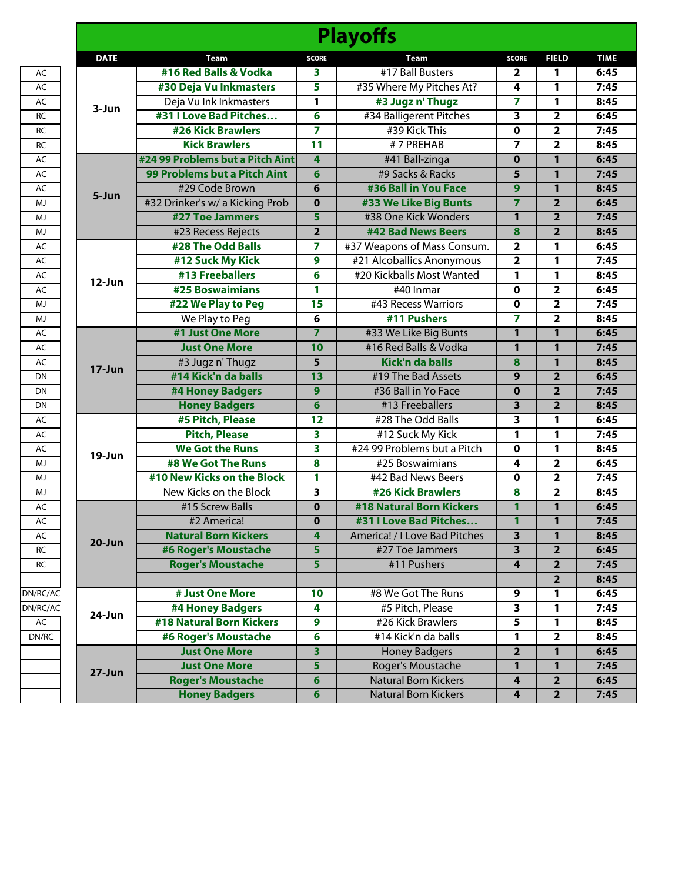# Playoffs

| | DATE | Team | SCORE | Team | SCORE | FIELD | TIME |
|---|---|---|---|---|---|---|---|
| AC | 3-Jun | **#16 Red Balls & Vodka** | 3 | #17 Ball Busters | 2 | 1 | 6:45 |
| AC | | **#30 Deja Vu Inkmasters** | 5 | #35 Where My Pitches At? | 4 | 1 | 7:45 |
| AC | | Deja Vu Ink Inkmasters | 1 | **#3 Jugz n' Thugz** | 7 | 1 | 8:45 |
| RC | | **#31 I Love Bad Pitches…** | 6 | #34 Balligerent Pitches | 3 | 2 | 6:45 |
| RC | | **#26 Kick Brawlers** | 7 | #39 Kick This | 0 | 2 | 7:45 |
| RC | | **Kick Brawlers** | 11 | # 7 PREHAB | 7 | 2 | 8:45 |
| AC | 5-Jun | **#24 99 Problems but a Pitch Aint** | 4 | #41 Ball-zinga | 0 | 1 | 6:45 |
| AC | | **99 Problems but a Pitch Aint** | 6 | #9 Sacks & Racks | 5 | 1 | 7:45 |
| AC | | #29 Code Brown | 6 | **#36 Ball in You Face** | 9 | 1 | 8:45 |
| MJ | | #32 Drinker's w/ a Kicking Prob | 0 | **#33 We Like Big Bunts** | 7 | 2 | 6:45 |
| MJ | | **#27 Toe Jammers** | 5 | #38 One Kick Wonders | 1 | 2 | 7:45 |
| MJ | | #23 Recess Rejects | 2 | **#42 Bad News Beers** | 8 | 2 | 8:45 |
| AC | 12-Jun | **#28 The Odd Balls** | 7 | #37 Weapons of Mass Consum. | 2 | 1 | 6:45 |
| AC | | **#12 Suck My Kick** | 9 | #21 Alcoballics Anonymous | 2 | 1 | 7:45 |
| AC | | **#13 Freeballers** | 6 | #20 Kickballs Most Wanted | 1 | 1 | 8:45 |
| AC | | **#25 Boswaimians** | 1 | #40 Inmar | 0 | 2 | 6:45 |
| MJ | | **#22 We Play to Peg** | 15 | #43 Recess Warriors | 0 | 2 | 7:45 |
| MJ | | We Play to Peg | 6 | **#11 Pushers** | 7 | 2 | 8:45 |
| AC | 17-Jun | **#1 Just One More** | 7 | #33 We Like Big Bunts | 1 | 1 | 6:45 |
| AC | | **Just One More** | 10 | #16 Red Balls & Vodka | 1 | 1 | 7:45 |
| AC | | #3 Jugz n' Thugz | 5 | **Kick'n da balls** | 8 | 1 | 8:45 |
| DN | | **#14 Kick'n da balls** | 13 | #19 The Bad Assets | 9 | 2 | 6:45 |
| DN | | **#4 Honey Badgers** | 9 | #36 Ball in Yo Face | 0 | 2 | 7:45 |
| DN | | **Honey Badgers** | 6 | #13 Freeballers | 3 | 2 | 8:45 |
| AC | 19-Jun | **#5 Pitch, Please** | 12 | #28 The Odd Balls | 3 | 1 | 6:45 |
| AC | | **Pitch, Please** | 3 | #12 Suck My Kick | 1 | 1 | 7:45 |
| AC | | **We Got the Runs** | 3 | #24 99 Problems but a Pitch | 0 | 1 | 8:45 |
| MJ | | **#8 We Got The Runs** | 8 | #25 Boswaimians | 4 | 2 | 6:45 |
| MJ | | **#10 New Kicks on the Block** | 1 | #42 Bad News Beers | 0 | 2 | 7:45 |
| MJ | | New Kicks on the Block | 3 | **#26 Kick Brawlers** | 8 | 2 | 8:45 |
| AC | 20-Jun | #15 Screw Balls | 0 | **#18 Natural Born Kickers** | 1 | 1 | 6:45 |
| AC | | #2 America! | 0 | **#31 I Love Bad Pitches…** | 1 | 1 | 7:45 |
| AC | | **Natural Born Kickers** | 4 | America! / I Love Bad Pitches | 3 | 1 | 8:45 |
| RC | | **#6 Roger's Moustache** | 5 | #27 Toe Jammers | 3 | 2 | 6:45 |
| RC | | **Roger's Moustache** | 5 | #11 Pushers | 4 | 2 | 7:45 |
| | | | | | | 2 | 8:45 |
| DN/RC/AC | 24-Jun | **# Just One More** | 10 | #8 We Got The Runs | 9 | 1 | 6:45 |
| DN/RC/AC | | **#4 Honey Badgers** | 4 | #5 Pitch, Please | 3 | 1 | 7:45 |
| AC | | **#18 Natural Born Kickers** | 9 | #26 Kick Brawlers | 5 | 1 | 8:45 |
| DN/RC | | **#6 Roger's Moustache** | 6 | #14 Kick'n da balls | 1 | 2 | 8:45 |
| | 27-Jun | **Just One More** | 3 | Honey Badgers | 2 | 1 | 6:45 |
| | | **Just One More** | 5 | Roger's Moustache | 1 | 1 | 7:45 |
| | | **Roger's Moustache** | 6 | Natural Born Kickers | 4 | 2 | 6:45 |
| | | **Honey Badgers** | 6 | Natural Born Kickers | 4 | 2 | 7:45 |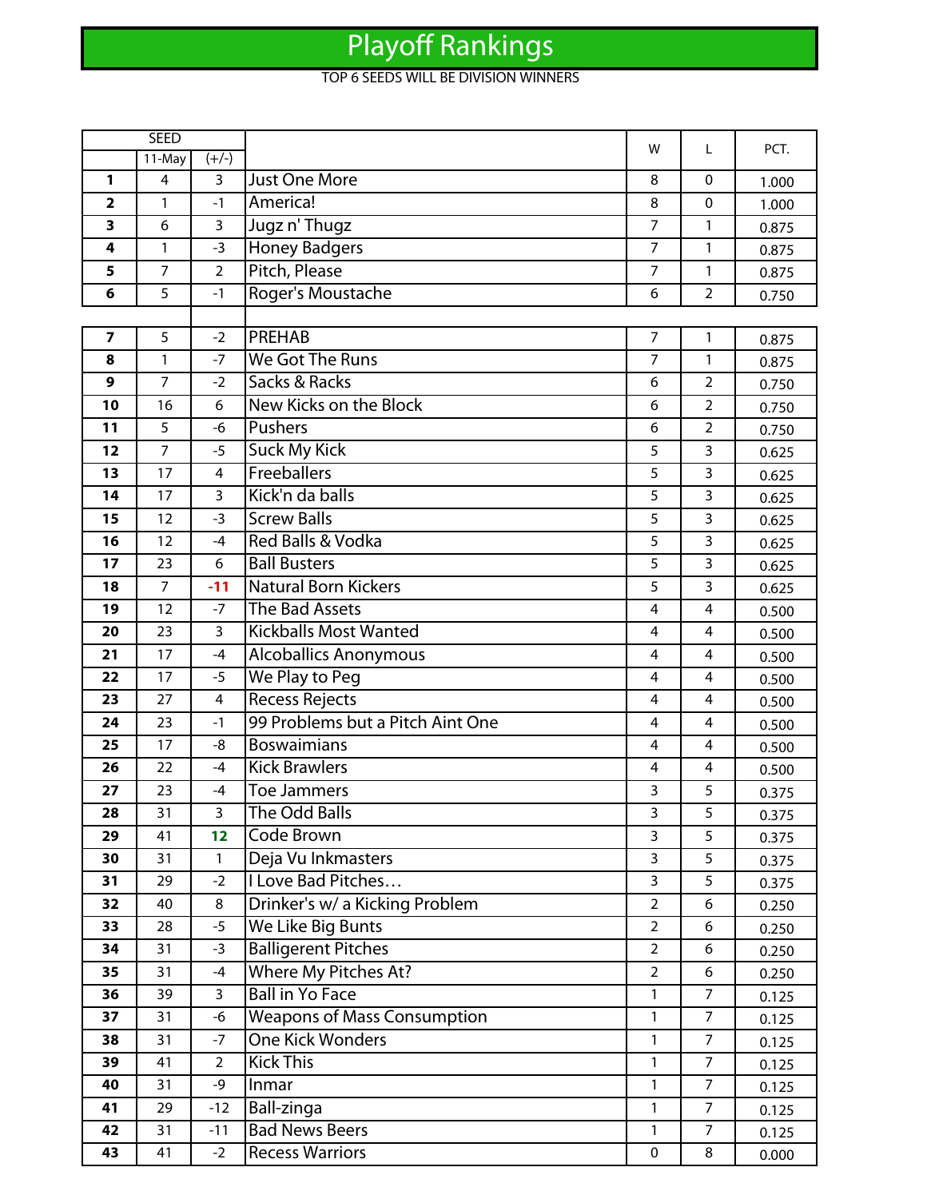# Playoff Rankings

TOP 6 SEEDS WILL BE DIVISION WINNERS

| SEED | | | | W | L | PCT. |
|---|---|---|---|---|---|---|
| | 11-May | (+/-) | | | | |
| **1** | 4 | 3 | Just One More | 8 | 0 | 1.000 |
| **2** | 1 | -1 | America! | 8 | 0 | 1.000 |
| **3** | 6 | 3 | Jugz n' Thugz | 7 | 1 | 0.875 |
| **4** | 1 | -3 | Honey Badgers | 7 | 1 | 0.875 |
| **5** | 7 | 2 | Pitch, Please | 7 | 1 | 0.875 |
| **6** | 5 | -1 | Roger's Moustache | 6 | 2 | 0.750 |
| | | | | | | |
| **7** | 5 | -2 | PREHAB | 7 | 1 | 0.875 |
| **8** | 1 | -7 | We Got The Runs | 7 | 1 | 0.875 |
| **9** | 7 | -2 | Sacks & Racks | 6 | 2 | 0.750 |
| **10** | 16 | 6 | New Kicks on the Block | 6 | 2 | 0.750 |
| **11** | 5 | -6 | Pushers | 6 | 2 | 0.750 |
| **12** | 7 | -5 | Suck My Kick | 5 | 3 | 0.625 |
| **13** | 17 | 4 | Freeballers | 5 | 3 | 0.625 |
| **14** | 17 | 3 | Kick'n da balls | 5 | 3 | 0.625 |
| **15** | 12 | -3 | Screw Balls | 5 | 3 | 0.625 |
| **16** | 12 | -4 | Red Balls & Vodka | 5 | 3 | 0.625 |
| **17** | 23 | 6 | Ball Busters | 5 | 3 | 0.625 |
| **18** | 7 | **-11** | Natural Born Kickers | 5 | 3 | 0.625 |
| **19** | 12 | -7 | The Bad Assets | 4 | 4 | 0.500 |
| **20** | 23 | 3 | Kickballs Most Wanted | 4 | 4 | 0.500 |
| **21** | 17 | -4 | Alcoballics Anonymous | 4 | 4 | 0.500 |
| **22** | 17 | -5 | We Play to Peg | 4 | 4 | 0.500 |
| **23** | 27 | 4 | Recess Rejects | 4 | 4 | 0.500 |
| **24** | 23 | -1 | 99 Problems but a Pitch Aint One | 4 | 4 | 0.500 |
| **25** | 17 | -8 | Boswaimians | 4 | 4 | 0.500 |
| **26** | 22 | -4 | Kick Brawlers | 4 | 4 | 0.500 |
| **27** | 23 | -4 | Toe Jammers | 3 | 5 | 0.375 |
| **28** | 31 | 3 | The Odd Balls | 3 | 5 | 0.375 |
| **29** | 41 | **12** | Code Brown | 3 | 5 | 0.375 |
| **30** | 31 | 1 | Deja Vu Inkmasters | 3 | 5 | 0.375 |
| **31** | 29 | -2 | I Love Bad Pitches… | 3 | 5 | 0.375 |
| **32** | 40 | 8 | Drinker's w/ a Kicking Problem | 2 | 6 | 0.250 |
| **33** | 28 | -5 | We Like Big Bunts | 2 | 6 | 0.250 |
| **34** | 31 | -3 | Balligerent Pitches | 2 | 6 | 0.250 |
| **35** | 31 | -4 | Where My Pitches At? | 2 | 6 | 0.250 |
| **36** | 39 | 3 | Ball in Yo Face | 1 | 7 | 0.125 |
| **37** | 31 | -6 | Weapons of Mass Consumption | 1 | 7 | 0.125 |
| **38** | 31 | -7 | One Kick Wonders | 1 | 7 | 0.125 |
| **39** | 41 | 2 | Kick This | 1 | 7 | 0.125 |
| **40** | 31 | -9 | Inmar | 1 | 7 | 0.125 |
| **41** | 29 | -12 | Ball-zinga | 1 | 7 | 0.125 |
| **42** | 31 | -11 | Bad News Beers | 1 | 7 | 0.125 |
| **43** | 41 | -2 | Recess Warriors | 0 | 8 | 0.000 |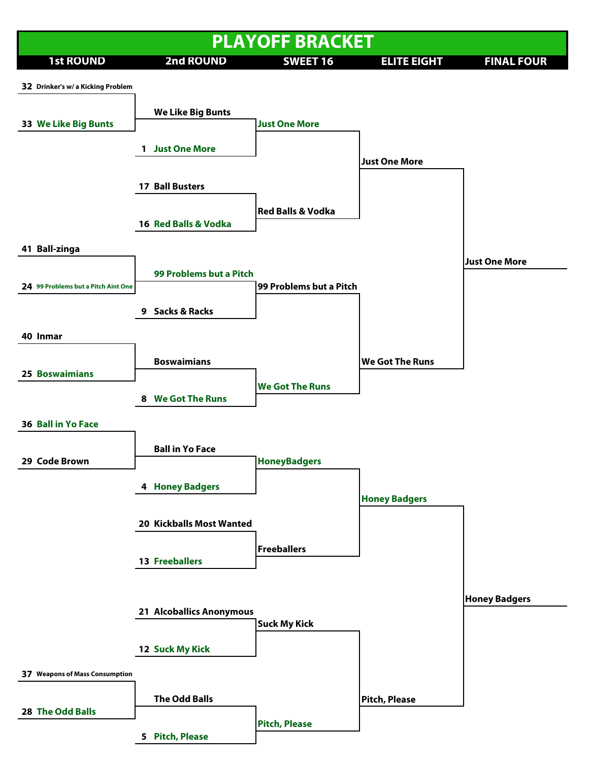# PLAYOFF BRACKET

| 1st ROUND | 2nd ROUND | SWEET 16 | ELITE EIGHT | FINAL FOUR |
|---|---|---|---|---|
| 32 Drinker's w/ a Kicking Problem | | | | |
| 33 **We Like Big Bunts** | We Like Big Bunts | **Just One More** | Just One More | Just One More |
| | 1 **Just One More** | | | |
| | 17 Ball Busters | Red Balls & Vodka | | |
| | 16 **Red Balls & Vodka** | | | |
| 41 Ball-zinga | **99 Problems but a Pitch** | 99 Problems but a Pitch | We Got The Runs | |
| 24 **99 Problems but a Pitch Aint One** | | | | |
| | 9 Sacks & Racks | | | |
| 40 Inmar | Boswaimians | **We Got The Runs** | | |
| 25 **Boswaimians** | | | | |
| | 8 **We Got The Runs** | | | |
| 36 **Ball in Yo Face** | Ball in Yo Face | **HoneyBadgers** | **Honey Badgers** | Honey Badgers |
| 29 Code Brown | | | | |
| | 4 **Honey Badgers** | | | |
| | 20 Kickballs Most Wanted | Freeballers | | |
| | 13 **Freeballers** | | | |
| | 21 Alcoballics Anonymous | Suck My Kick | Pitch, Please | |
| | 12 **Suck My Kick** | | | |
| 37 Weapons of Mass Consumption | The Odd Balls | **Pitch, Please** | | |
| 28 **The Odd Balls** | | | | |
| | 5 **Pitch, Please** | | | |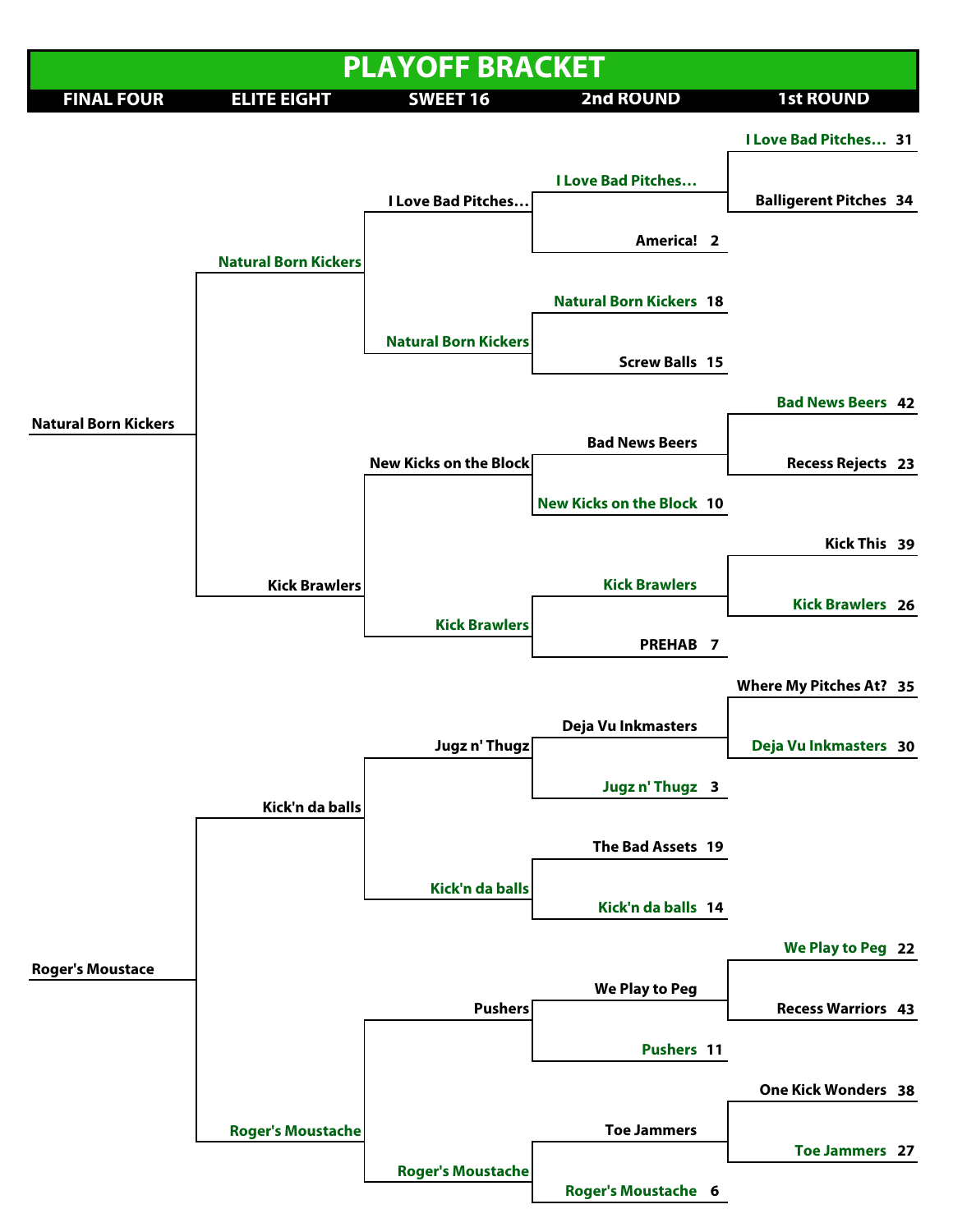# PLAYOFF BRACKET

| FINAL FOUR | ELITE EIGHT | SWEET 16 | 2nd ROUND | 1st ROUND |
|---|---|---|---|---|
| | | | | I Love Bad Pitches… 31 |
| | | | I Love Bad Pitches… | |
| | | I Love Bad Pitches… | | Balligerent Pitches 34 |
| | | | America! 2 | |
| | Natural Born Kickers | | | |
| | | | Natural Born Kickers 18 | |
| | | Natural Born Kickers | | |
| | | | Screw Balls 15 | |
| Natural Born Kickers | | | | |
| | | | | Bad News Beers 42 |
| | | | Bad News Beers | |
| | | New Kicks on the Block | | Recess Rejects 23 |
| | | | New Kicks on the Block 10 | |
| | | | | Kick This 39 |
| | Kick Brawlers | | Kick Brawlers | |
| | | | | Kick Brawlers 26 |
| | | Kick Brawlers | | |
| | | | PREHAB 7 | |
| | | | | Where My Pitches At? 35 |
| | | | Deja Vu Inkmasters | |
| | | Jugz n' Thugz | | Deja Vu Inkmasters 30 |
| | | | Jugz n' Thugz 3 | |
| | Kick'n da balls | | | |
| | | | The Bad Assets 19 | |
| | | Kick'n da balls | | |
| | | | Kick'n da balls 14 | |
| | | | | We Play to Peg 22 |
| Roger's Moustace | | | We Play to Peg | |
| | | Pushers | | Recess Warriors 43 |
| | | | Pushers 11 | |
| | | | | One Kick Wonders 38 |
| | | | Toe Jammers | |
| | Roger's Moustache | | | Toe Jammers 27 |
| | | Roger's Moustache | | |
| | | | Roger's Moustache 6 | |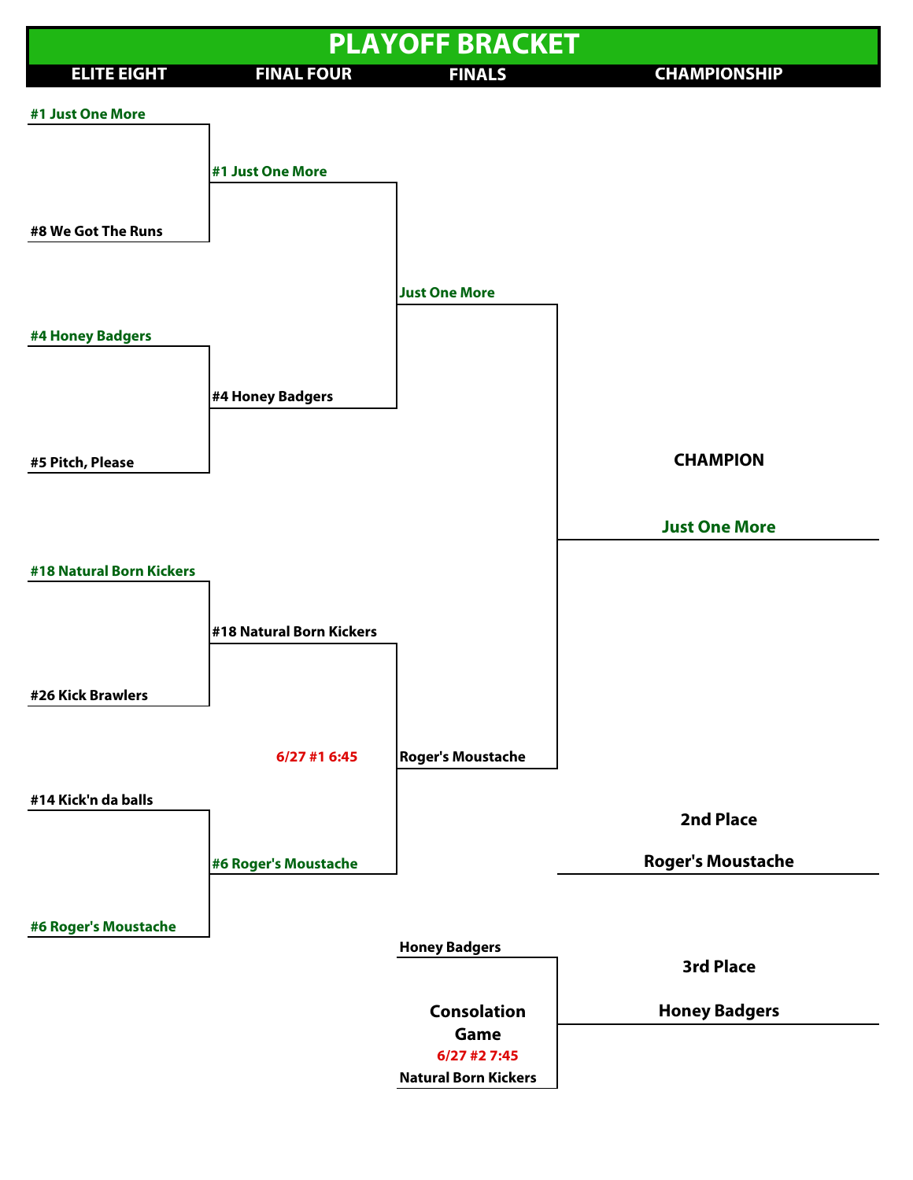# PLAYOFF BRACKET

**ELITE EIGHT** | **FINAL FOUR** | **FINALS** | **CHAMPIONSHIP**

## ELITE EIGHT

**#1 Just One More**

**#8 We Got The Runs**

**#4 Honey Badgers**

**#5 Pitch, Please**

**#18 Natural Born Kickers**

**#26 Kick Brawlers**

**#14 Kick'n da balls**

**#6 Roger's Moustache**

## FINAL FOUR

**#1 Just One More**

**#4 Honey Badgers**

**#18 Natural Born Kickers**

**#6 Roger's Moustache**

## FINALS

**6/27 #1 6:45**

**Just One More**

**Roger's Moustache**

## CHAMPIONSHIP

**CHAMPION**

**Just One More**

**2nd Place**

**Roger's Moustache**

**3rd Place**

**Honey Badgers**

## Consolation Game

**6/27 #2 7:45**

**Honey Badgers**

**Natural Born Kickers**